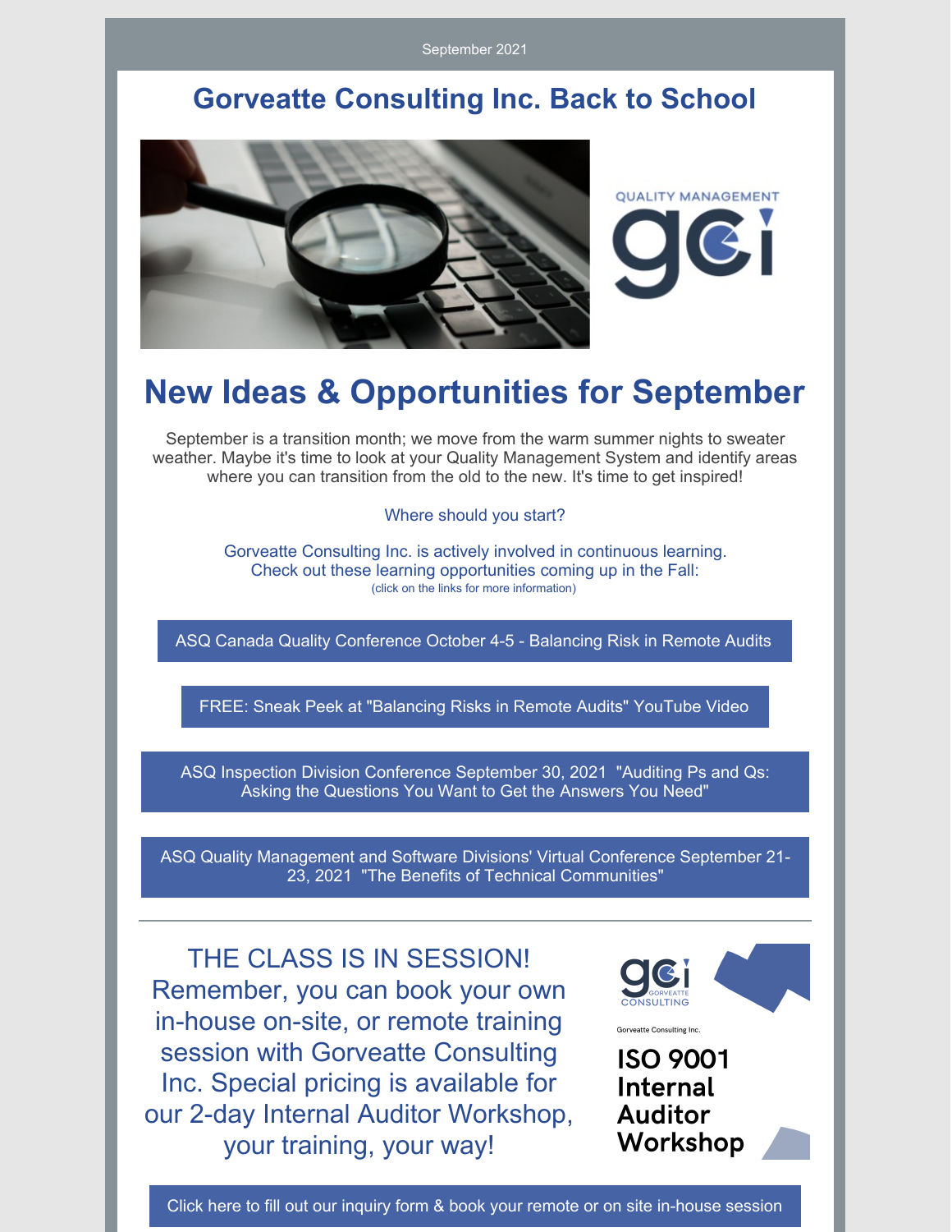September 2021

# Gorveatte Consulting Inc. Back to School

QUALITY MANAGEMENT

## New Ideas & Opportunities for September

September is a transition month; we move from the warm summer nights to sweater weather. Maybe it's time to look at your Quality Management System and identify areas where you can transition from the old to the new. It's time to get inspired!

Where should you start?

Gorveatte Consulting Inc. is actively involved in continuous learning. Check out these learning opportunities coming up in the Fall:
(click on the links for more information)

ASQ Canada Quality Conference October 4-5 - Balancing Risk in Remote Audits

FREE: Sneak Peek at "Balancing Risks in Remote Audits" YouTube Video

ASQ Inspection Division Conference September 30, 2021 "Auditing Ps and Qs: Asking the Questions You Want to Get the Answers You Need"

ASQ Quality Management and Software Divisions' Virtual Conference September 21-23, 2021 "The Benefits of Technical Communities"

---

THE CLASS IS IN SESSION! Remember, you can book your own in-house on-site, or remote training session with Gorveatte Consulting Inc. Special pricing is available for our 2-day Internal Auditor Workshop, your training, your way!

GORVEATTE CONSULTING

Gorveatte Consulting Inc.

**ISO 9001 Internal Auditor Workshop**

Click here to fill out our inquiry form & book your remote or on site in-house session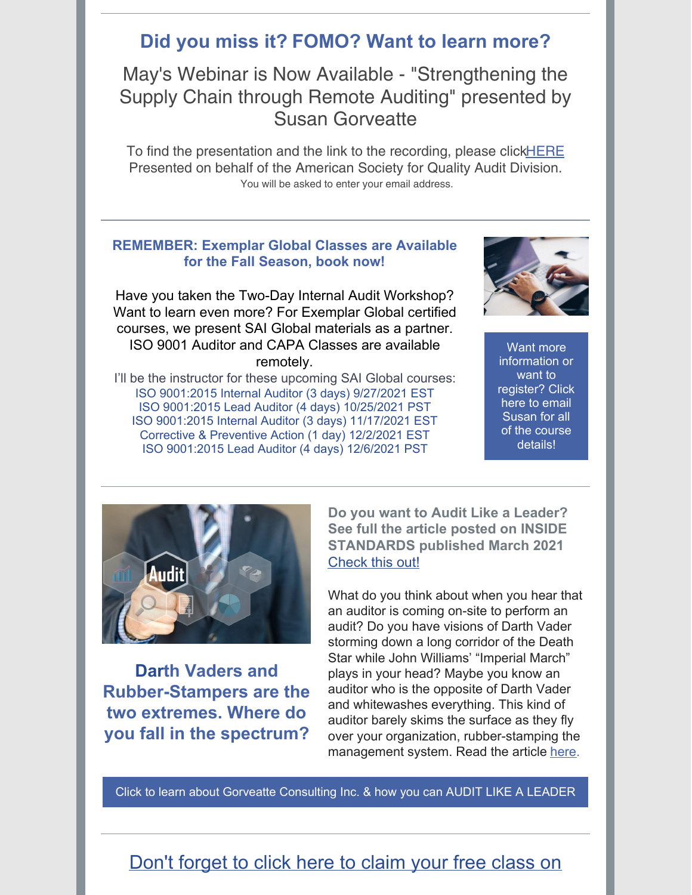## Did you miss it? FOMO? Want to learn more?

May's Webinar is Now Available - "Strengthening the Supply Chain through Remote Auditing" presented by Susan Gorveatte

To find the presentation and the link to the recording, please clickHERE
Presented on behalf of the American Society for Quality Audit Division.
You will be asked to enter your email address.

---

**REMEMBER: Exemplar Global Classes are Available for the Fall Season, book now!**

Have you taken the Two-Day Internal Audit Workshop? Want to learn even more? For Exemplar Global certified courses, we present SAI Global materials as a partner. ISO 9001 Auditor and CAPA Classes are available remotely.

I'll be the instructor for these upcoming SAI Global courses:

ISO 9001:2015 Internal Auditor (3 days) 9/27/2021 EST
ISO 9001:2015 Lead Auditor (4 days) 10/25/2021 PST
ISO 9001:2015 Internal Auditor (3 days) 11/17/2021 EST
Corrective & Preventive Action (1 day) 12/2/2021 EST
ISO 9001:2015 Lead Auditor (4 days) 12/6/2021 PST

Want more information or want to register? Click here to email Susan for all of the course details!

---

### Darth Vaders and Rubber-Stampers are the two extremes. Where do you fall in the spectrum?

**Do you want to Audit Like a Leader? See full the article posted on INSIDE STANDARDS published March 2021**
Check this out!

What do you think about when you hear that an auditor is coming on-site to perform an audit? Do you have visions of Darth Vader storming down a long corridor of the Death Star while John Williams' "Imperial March" plays in your head? Maybe you know an auditor who is the opposite of Darth Vader and whitewashes everything. This kind of auditor barely skims the surface as they fly over your organization, rubber-stamping the management system. Read the article here.

Click to learn about Gorveatte Consulting Inc. & how you can AUDIT LIKE A LEADER

---

## Don't forget to click here to claim your free class on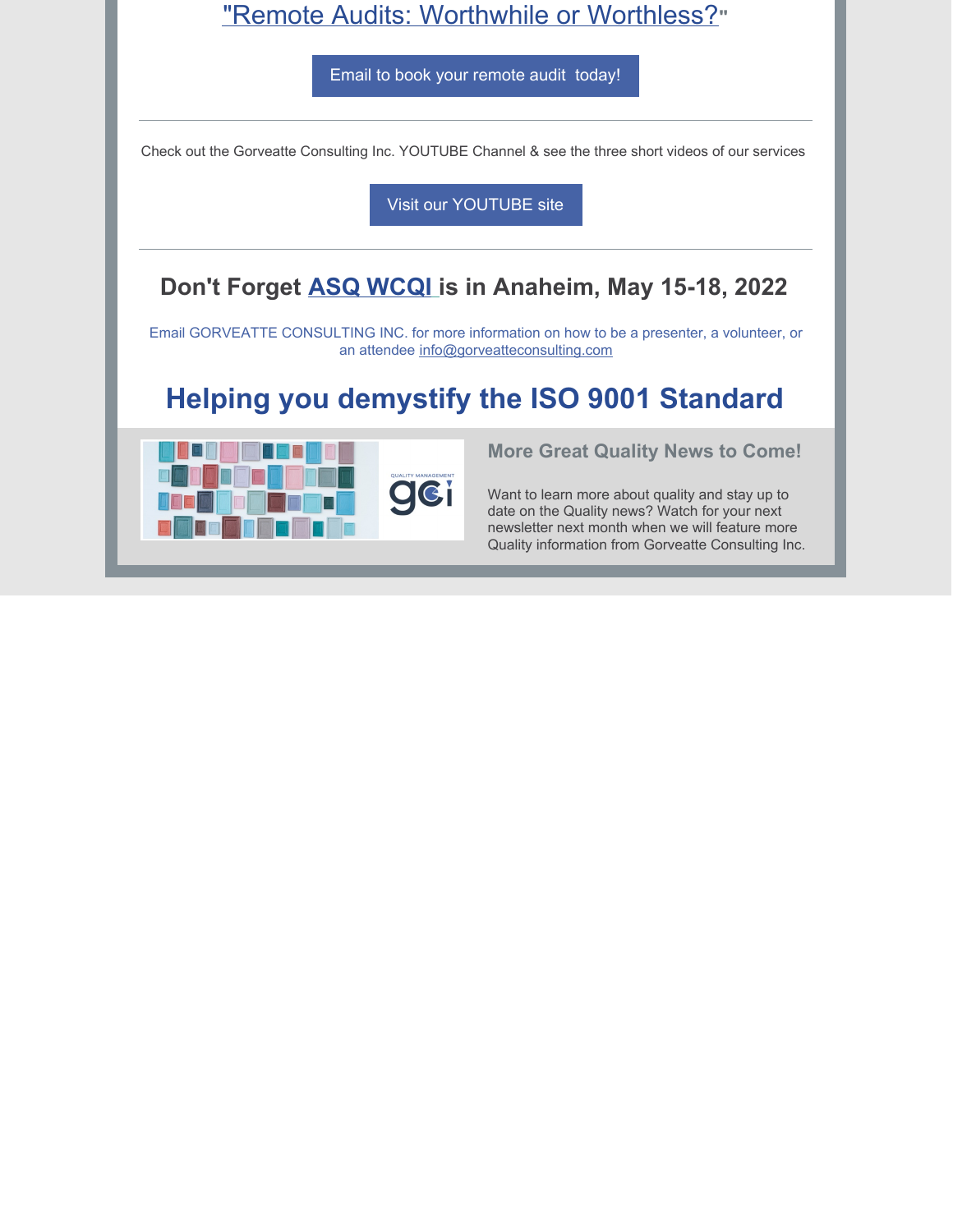"Remote Audits: Worthwhile or Worthless?"

Email to book your remote audit today!

---

Check out the Gorveatte Consulting Inc. YOUTUBE Channel & see the three short videos of our services

Visit our YOUTUBE site

---

## Don't Forget ASQ WCQI is in Anaheim, May 15-18, 2022

Email GORVEATTE CONSULTING INC. for more information on how to be a presenter, a volunteer, or an attendee info@gorveatteconsulting.com

# Helping you demystify the ISO 9001 Standard

### More Great Quality News to Come!

Want to learn more about quality and stay up to date on the Quality news? Watch for your next newsletter next month when we will feature more Quality information from Gorveatte Consulting Inc.